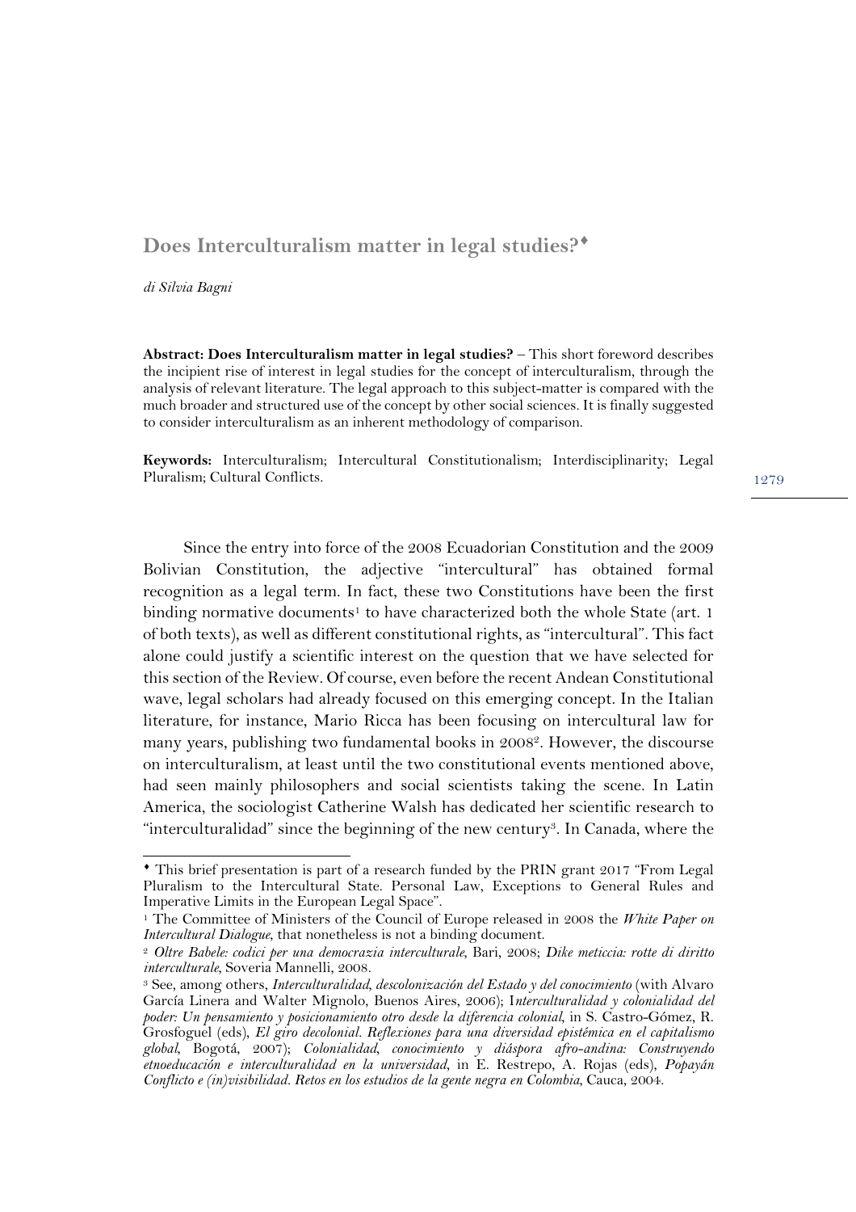# Does Interculturalism matter in legal studies?[♦]

*di Silvia Bagni*

**Abstract: Does Interculturalism matter in legal studies?** – This short foreword describes the incipient rise of interest in legal studies for the concept of interculturalism, through the analysis of relevant literature. The legal approach to this subject-matter is compared with the much broader and structured use of the concept by other social sciences. It is finally suggested to consider interculturalism as an inherent methodology of comparison.

**Keywords:** Interculturalism; Intercultural Constitutionalism; Interdisciplinarity; Legal Pluralism; Cultural Conflicts.

Since the entry into force of the 2008 Ecuadorian Constitution and the 2009 Bolivian Constitution, the adjective "intercultural" has obtained formal recognition as a legal term. In fact, these two Constitutions have been the first binding normative documents[1] to have characterized both the whole State (art. 1 of both texts), as well as different constitutional rights, as "intercultural". This fact alone could justify a scientific interest on the question that we have selected for this section of the Review. Of course, even before the recent Andean Constitutional wave, legal scholars had already focused on this emerging concept. In the Italian literature, for instance, Mario Ricca has been focusing on intercultural law for many years, publishing two fundamental books in 2008[2]. However, the discourse on interculturalism, at least until the two constitutional events mentioned above, had seen mainly philosophers and social scientists taking the scene. In Latin America, the sociologist Catherine Walsh has dedicated her scientific research to "interculturalidad" since the beginning of the new century[3]. In Canada, where the

---

[♦] This brief presentation is part of a research funded by the PRIN grant 2017 "From Legal Pluralism to the Intercultural State. Personal Law, Exceptions to General Rules and Imperative Limits in the European Legal Space".

[1] The Committee of Ministers of the Council of Europe released in 2008 the *White Paper on Intercultural Dialogue*, that nonetheless is not a binding document.

[2] *Oltre Babele: codici per una democrazia interculturale*, Bari, 2008; *Dike meticcia: rotte di diritto interculturale*, Soveria Mannelli, 2008.

[3] See, among others, *Interculturalidad, descolonización del Estado y del conocimiento* (with Alvaro García Linera and Walter Mignolo, Buenos Aires, 2006); I*nterculturalidad y colonialidad del poder: Un pensamiento y posicionamiento otro desde la diferencia colonial*, in S. Castro-Gómez, R. Grosfoguel (eds), *El giro decolonial. Reflexiones para una diversidad epistémica en el capitalismo global*, Bogotá, 2007); *Colonialidad, conocimiento y diáspora afro-andina: Construyendo etnoeducación e interculturalidad en la universidad*, in E. Restrepo, A. Rojas (eds), *Popayán Conflicto e (in)visibilidad. Retos en los estudios de la gente negra en Colombia*, Cauca, 2004.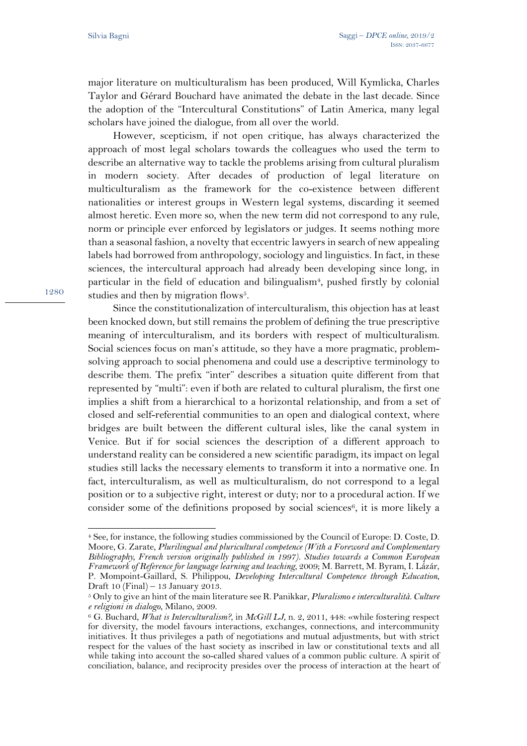major literature on multiculturalism has been produced, Will Kymlicka, Charles Taylor and Gérard Bouchard have animated the debate in the last decade. Since the adoption of the "Intercultural Constitutions" of Latin America, many legal scholars have joined the dialogue, from all over the world.

However, scepticism, if not open critique, has always characterized the approach of most legal scholars towards the colleagues who used the term to describe an alternative way to tackle the problems arising from cultural pluralism in modern society. After decades of production of legal literature on multiculturalism as the framework for the co-existence between different nationalities or interest groups in Western legal systems, discarding it seemed almost heretic. Even more so, when the new term did not correspond to any rule, norm or principle ever enforced by legislators or judges. It seems nothing more than a seasonal fashion, a novelty that eccentric lawyers in search of new appealing labels had borrowed from anthropology, sociology and linguistics. In fact, in these sciences, the intercultural approach had already been developing since long, in particular in the field of education and bilingualism[4], pushed firstly by colonial studies and then by migration flows[5].

Since the constitutionalization of interculturalism, this objection has at least been knocked down, but still remains the problem of defining the true prescriptive meaning of interculturalism, and its borders with respect of multiculturalism. Social sciences focus on man's attitude, so they have a more pragmatic, problem-solving approach to social phenomena and could use a descriptive terminology to describe them. The prefix "inter" describes a situation quite different from that represented by "multi": even if both are related to cultural pluralism, the first one implies a shift from a hierarchical to a horizontal relationship, and from a set of closed and self-referential communities to an open and dialogical context, where bridges are built between the different cultural isles, like the canal system in Venice. But if for social sciences the description of a different approach to understand reality can be considered a new scientific paradigm, its impact on legal studies still lacks the necessary elements to transform it into a normative one. In fact, interculturalism, as well as multiculturalism, do not correspond to a legal position or to a subjective right, interest or duty; nor to a procedural action. If we consider some of the definitions proposed by social sciences[6], it is more likely a

---

[4] See, for instance, the following studies commissioned by the Council of Europe: D. Coste, D. Moore, G. Zarate, *Plurilingual and pluricultural competence (With a Foreword and Complementary Bibliography, French version originally published in 1997). Studies towards a Common European Framework of Reference for language learning and teaching*, 2009; M. Barrett, M. Byram, I. Lázár, P. Mompoint-Gaillard, S. Philippou, *Developing Intercultural Competence through Education*, Draft 10 (Final) – 13 January 2013.

[5] Only to give an hint of the main literature see R. Panikkar, *Pluralismo e interculturalità. Culture e religioni in dialogo*, Milano, 2009.

[6] G. Buchard, *What is Interculturalism?*, in *McGill LJ*, n. 2, 2011, 448: «while fostering respect for diversity, the model favours interactions, exchanges, connections, and intercommunity initiatives. It thus privileges a path of negotiations and mutual adjustments, but with strict respect for the values of the hast society as inscribed in law or constitutional texts and all while taking into account the so-called shared values of a common public culture. A spirit of conciliation, balance, and reciprocity presides over the process of interaction at the heart of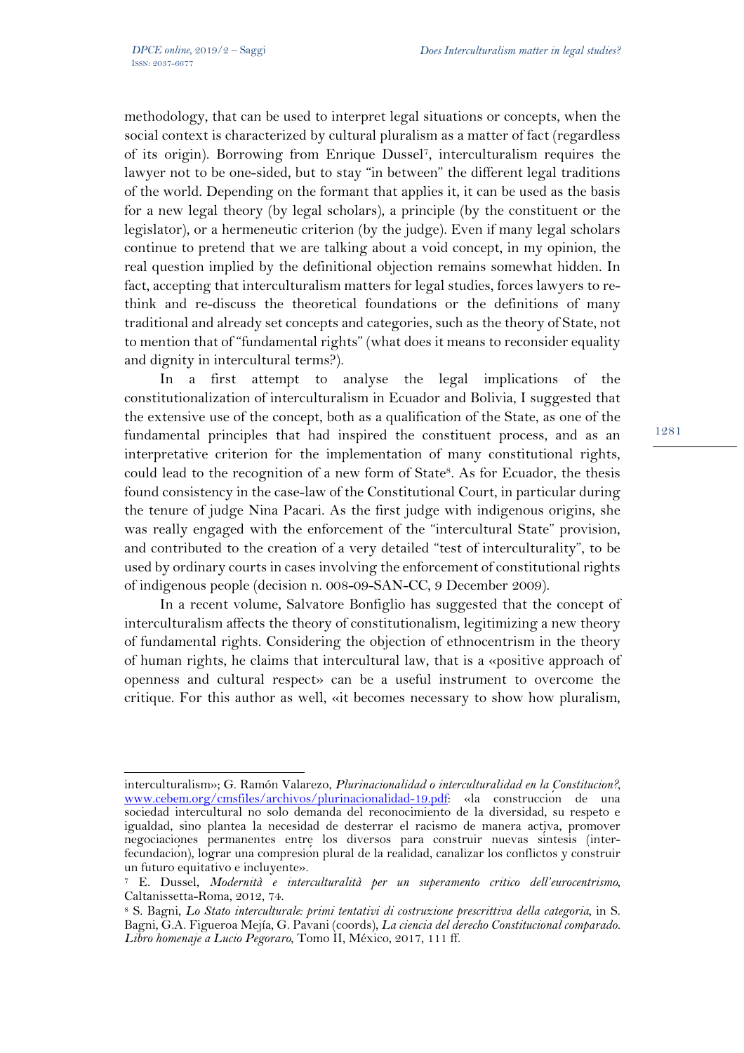methodology, that can be used to interpret legal situations or concepts, when the social context is characterized by cultural pluralism as a matter of fact (regardless of its origin). Borrowing from Enrique Dussel[7], interculturalism requires the lawyer not to be one-sided, but to stay "in between" the different legal traditions of the world. Depending on the formant that applies it, it can be used as the basis for a new legal theory (by legal scholars), a principle (by the constituent or the legislator), or a hermeneutic criterion (by the judge). Even if many legal scholars continue to pretend that we are talking about a void concept, in my opinion, the real question implied by the definitional objection remains somewhat hidden. In fact, accepting that interculturalism matters for legal studies, forces lawyers to re-think and re-discuss the theoretical foundations or the definitions of many traditional and already set concepts and categories, such as the theory of State, not to mention that of "fundamental rights" (what does it means to reconsider equality and dignity in intercultural terms?).

In a first attempt to analyse the legal implications of the constitutionalization of interculturalism in Ecuador and Bolivia, I suggested that the extensive use of the concept, both as a qualification of the State, as one of the fundamental principles that had inspired the constituent process, and as an interpretative criterion for the implementation of many constitutional rights, could lead to the recognition of a new form of State[8]. As for Ecuador, the thesis found consistency in the case-law of the Constitutional Court, in particular during the tenure of judge Nina Pacari. As the first judge with indigenous origins, she was really engaged with the enforcement of the "intercultural State" provision, and contributed to the creation of a very detailed "test of interculturality", to be used by ordinary courts in cases involving the enforcement of constitutional rights of indigenous people (decision n. 008-09-SAN-CC, 9 December 2009).

In a recent volume, Salvatore Bonfiglio has suggested that the concept of interculturalism affects the theory of constitutionalism, legitimizing a new theory of fundamental rights. Considering the objection of ethnocentrism in the theory of human rights, he claims that intercultural law, that is a «positive approach of openness and cultural respect» can be a useful instrument to overcome the critique. For this author as well, «it becomes necessary to show how pluralism,

---

interculturalism»; G. Ramón Valarezo, *Plurinacionalidad o interculturalidad en la Constitucion?*, www.cebem.org/cmsfiles/archivos/plurinacionalidad-19.pdf: «la construccion de una sociedad intercultural no solo demanda del reconocimiento de la diversidad, su respeto e igualdad, sino plantea la necesidad de desterrar el racismo de manera activa, promover negociaciones permanentes entre los diversos para construir nuevas sintesis (inter-fecundacion), lograr una compresion plural de la realidad, canalizar los conflictos y construir un futuro equitativo e incluyente».

[7] E. Dussel, *Modernità e interculturalità per un superamento critico dell'eurocentrismo*, Caltanissetta-Roma, 2012, 74.

[8] S. Bagni, *Lo Stato interculturale: primi tentativi di costruzione prescrittiva della categoria*, in S. Bagni, G.A. Figueroa Mejía, G. Pavani (coords), *La ciencia del derecho Constitucional comparado. Libro homenaje a Lucio Pegoraro*, Tomo II, México, 2017, 111 ff.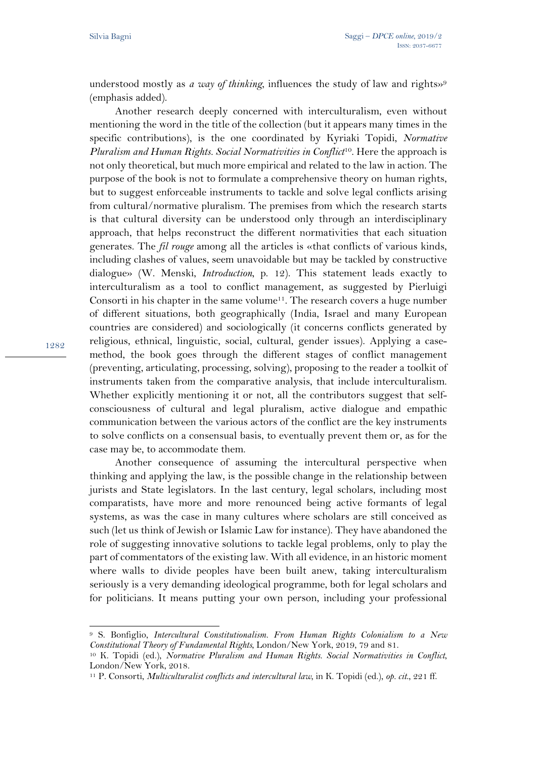understood mostly as *a way of thinking*, influences the study of law and rights»[9] (emphasis added).

Another research deeply concerned with interculturalism, even without mentioning the word in the title of the collection (but it appears many times in the specific contributions), is the one coordinated by Kyriaki Topidi, *Normative Pluralism and Human Rights. Social Normativities in Conflict*[10]. Here the approach is not only theoretical, but much more empirical and related to the law in action. The purpose of the book is not to formulate a comprehensive theory on human rights, but to suggest enforceable instruments to tackle and solve legal conflicts arising from cultural/normative pluralism. The premises from which the research starts is that cultural diversity can be understood only through an interdisciplinary approach, that helps reconstruct the different normativities that each situation generates. The *fil rouge* among all the articles is «that conflicts of various kinds, including clashes of values, seem unavoidable but may be tackled by constructive dialogue» (W. Menski, *Introduction*, p. 12). This statement leads exactly to interculturalism as a tool to conflict management, as suggested by Pierluigi Consorti in his chapter in the same volume[11]. The research covers a huge number of different situations, both geographically (India, Israel and many European countries are considered) and sociologically (it concerns conflicts generated by religious, ethnical, linguistic, social, cultural, gender issues). Applying a case-method, the book goes through the different stages of conflict management (preventing, articulating, processing, solving), proposing to the reader a toolkit of instruments taken from the comparative analysis, that include interculturalism. Whether explicitly mentioning it or not, all the contributors suggest that self-consciousness of cultural and legal pluralism, active dialogue and empathic communication between the various actors of the conflict are the key instruments to solve conflicts on a consensual basis, to eventually prevent them or, as for the case may be, to accommodate them.

Another consequence of assuming the intercultural perspective when thinking and applying the law, is the possible change in the relationship between jurists and State legislators. In the last century, legal scholars, including most comparatists, have more and more renounced being active formants of legal systems, as was the case in many cultures where scholars are still conceived as such (let us think of Jewish or Islamic Law for instance). They have abandoned the role of suggesting innovative solutions to tackle legal problems, only to play the part of commentators of the existing law. With all evidence, in an historic moment where walls to divide peoples have been built anew, taking interculturalism seriously is a very demanding ideological programme, both for legal scholars and for politicians. It means putting your own person, including your professional

---

[9] S. Bonfiglio, *Intercultural Constitutionalism. From Human Rights Colonialism to a New Constitutional Theory of Fundamental Rights*, London/New York, 2019, 79 and 81.

[10] K. Topidi (ed.), *Normative Pluralism and Human Rights. Social Normativities in Conflict*, London/New York, 2018.

[11] P. Consorti, *Multiculturalist conflicts and intercultural law*, in K. Topidi (ed.), *op. cit.*, 221 ff.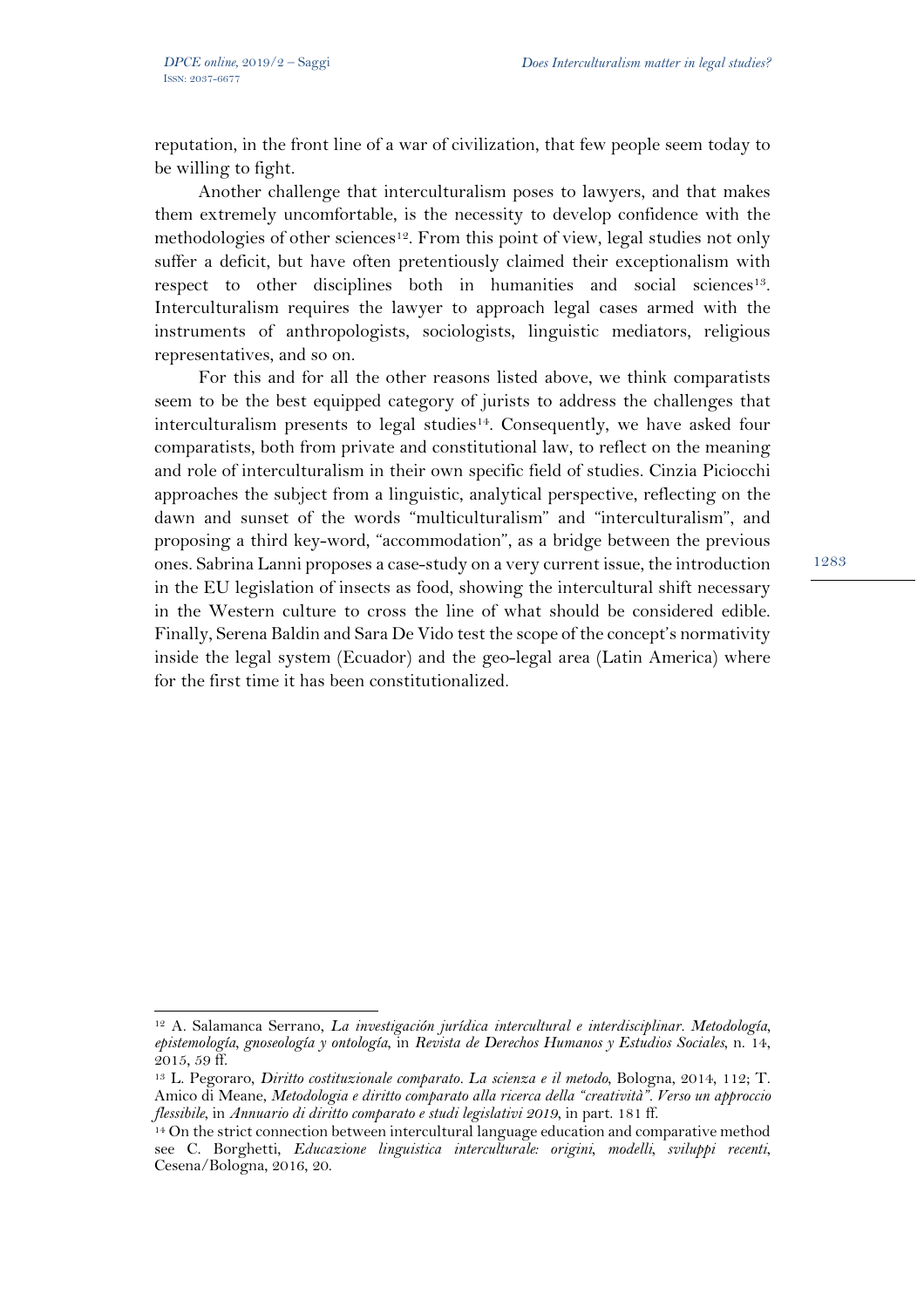reputation, in the front line of a war of civilization, that few people seem today to be willing to fight.

Another challenge that interculturalism poses to lawyers, and that makes them extremely uncomfortable, is the necessity to develop confidence with the methodologies of other sciences[12]. From this point of view, legal studies not only suffer a deficit, but have often pretentiously claimed their exceptionalism with respect to other disciplines both in humanities and social sciences[13]. Interculturalism requires the lawyer to approach legal cases armed with the instruments of anthropologists, sociologists, linguistic mediators, religious representatives, and so on.

For this and for all the other reasons listed above, we think comparatists seem to be the best equipped category of jurists to address the challenges that interculturalism presents to legal studies[14]. Consequently, we have asked four comparatists, both from private and constitutional law, to reflect on the meaning and role of interculturalism in their own specific field of studies. Cinzia Piciocchi approaches the subject from a linguistic, analytical perspective, reflecting on the dawn and sunset of the words "multiculturalism" and "interculturalism", and proposing a third key-word, "accommodation", as a bridge between the previous ones. Sabrina Lanni proposes a case-study on a very current issue, the introduction in the EU legislation of insects as food, showing the intercultural shift necessary in the Western culture to cross the line of what should be considered edible. Finally, Serena Baldin and Sara De Vido test the scope of the concept's normativity inside the legal system (Ecuador) and the geo-legal area (Latin America) where for the first time it has been constitutionalized.

---

[12] A. Salamanca Serrano, *La investigación jurídica intercultural e interdisciplinar. Metodología, epistemología, gnoseología y ontología*, in *Revista de Derechos Humanos y Estudios Sociales*, n. 14, 2015, 59 ff.

[13] L. Pegoraro, *Diritto costituzionale comparato. La scienza e il metodo*, Bologna, 2014, 112; T. Amico di Meane, *Metodologia e diritto comparato alla ricerca della "creatività". Verso un approccio flessibile*, in *Annuario di diritto comparato e studi legislativi 2019*, in part. 181 ff.

[14] On the strict connection between intercultural language education and comparative method see C. Borghetti, *Educazione linguistica interculturale: origini, modelli, sviluppi recenti*, Cesena/Bologna, 2016, 20.